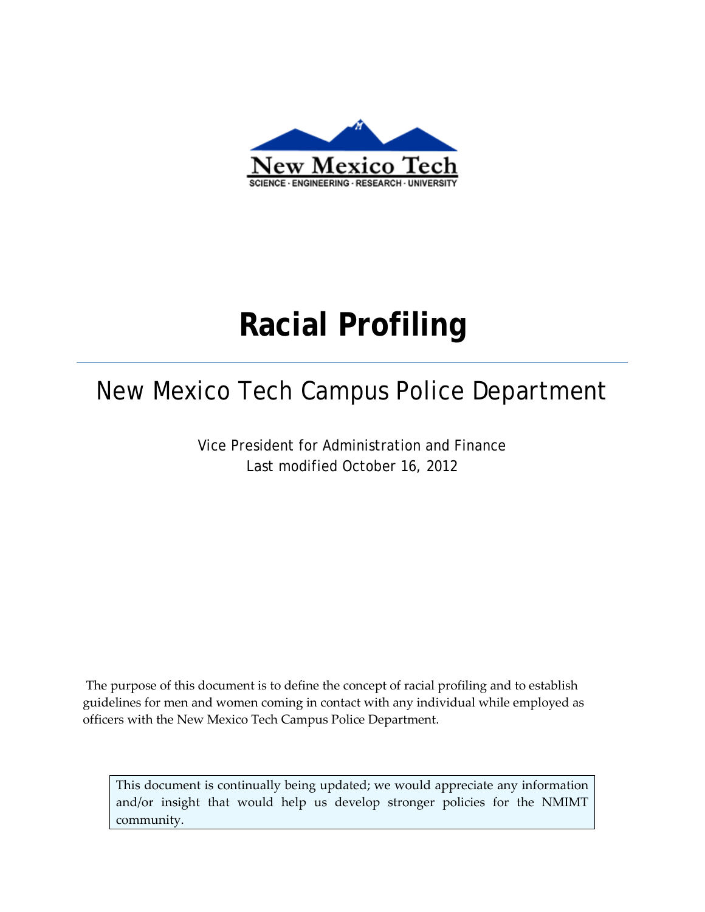New Mexico Tech

SCIENCE · ENGINEERING · RESEARCH · UNIVERSITY

# Racial Profiling

## New Mexico Tech Campus Police Department

Vice President for Administration and Finance
Last modified October 16, 2012

The purpose of this document is to define the concept of racial profiling and to establish guidelines for men and women coming in contact with any individual while employed as officers with the New Mexico Tech Campus Police Department.

> This document is continually being updated; we would appreciate any information and/or insight that would help us develop stronger policies for the NMIMT community.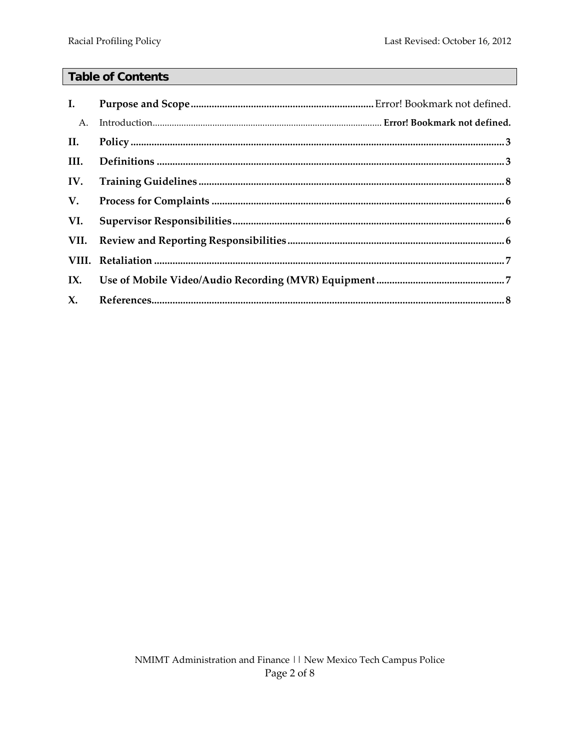## Table of Contents

I. **Purpose and Scope** ..................... Error! Bookmark not defined.

   A. Introduction ..................... **Error! Bookmark not defined.**

II. **Policy** ..................... 3

III. **Definitions** ..................... 3

IV. **Training Guidelines** ..................... 8

V. **Process for Complaints** ..................... 6

VI. **Supervisor Responsibilities** ..................... 6

VII. **Review and Reporting Responsibilities** ..................... 6

VIII. **Retaliation** ..................... 7

IX. **Use of Mobile Video/Audio Recording (MVR) Equipment** ..................... 7

X. **References** ..................... 8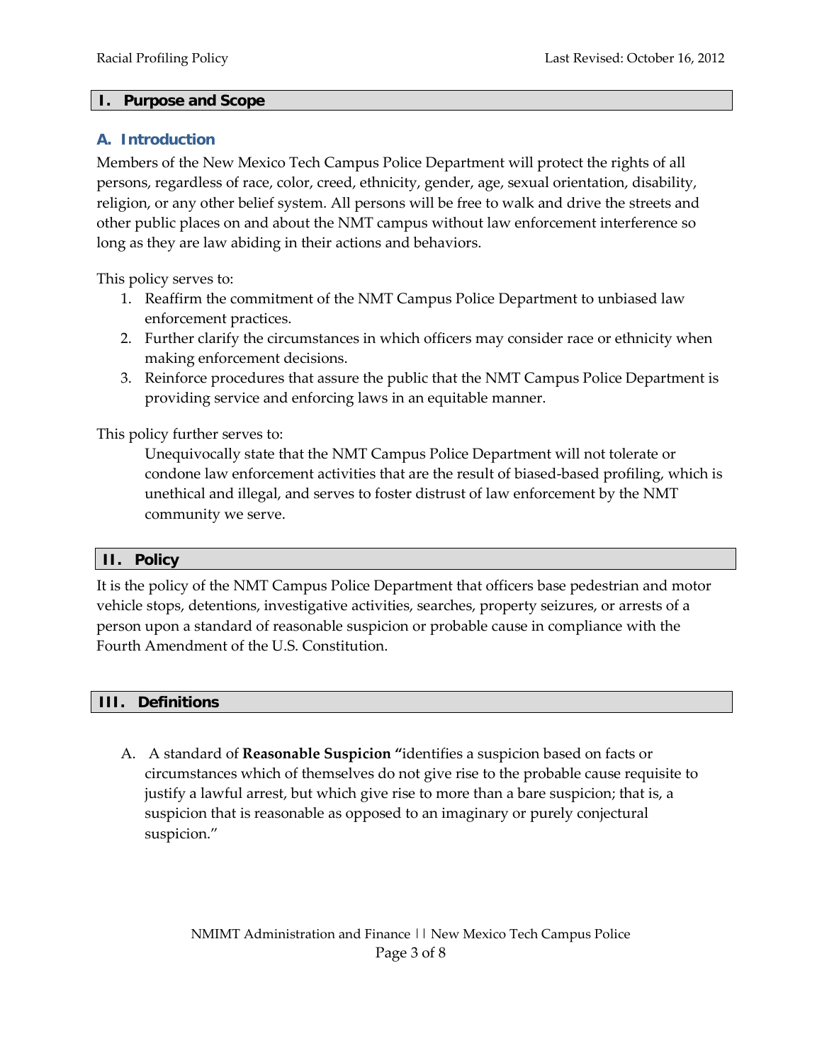## I. Purpose and Scope

### A. Introduction

Members of the New Mexico Tech Campus Police Department will protect the rights of all persons, regardless of race, color, creed, ethnicity, gender, age, sexual orientation, disability, religion, or any other belief system. All persons will be free to walk and drive the streets and other public places on and about the NMT campus without law enforcement interference so long as they are law abiding in their actions and behaviors.

This policy serves to:

1. Reaffirm the commitment of the NMT Campus Police Department to unbiased law enforcement practices.
2. Further clarify the circumstances in which officers may consider race or ethnicity when making enforcement decisions.
3. Reinforce procedures that assure the public that the NMT Campus Police Department is providing service and enforcing laws in an equitable manner.

This policy further serves to:

> Unequivocally state that the NMT Campus Police Department will not tolerate or condone law enforcement activities that are the result of biased-based profiling, which is unethical and illegal, and serves to foster distrust of law enforcement by the NMT community we serve.

## II. Policy

It is the policy of the NMT Campus Police Department that officers base pedestrian and motor vehicle stops, detentions, investigative activities, searches, property seizures, or arrests of a person upon a standard of reasonable suspicion or probable cause in compliance with the Fourth Amendment of the U.S. Constitution.

## III. Definitions

A. A standard of **Reasonable Suspicion** "identifies a suspicion based on facts or circumstances which of themselves do not give rise to the probable cause requisite to justify a lawful arrest, but which give rise to more than a bare suspicion; that is, a suspicion that is reasonable as opposed to an imaginary or purely conjectural suspicion."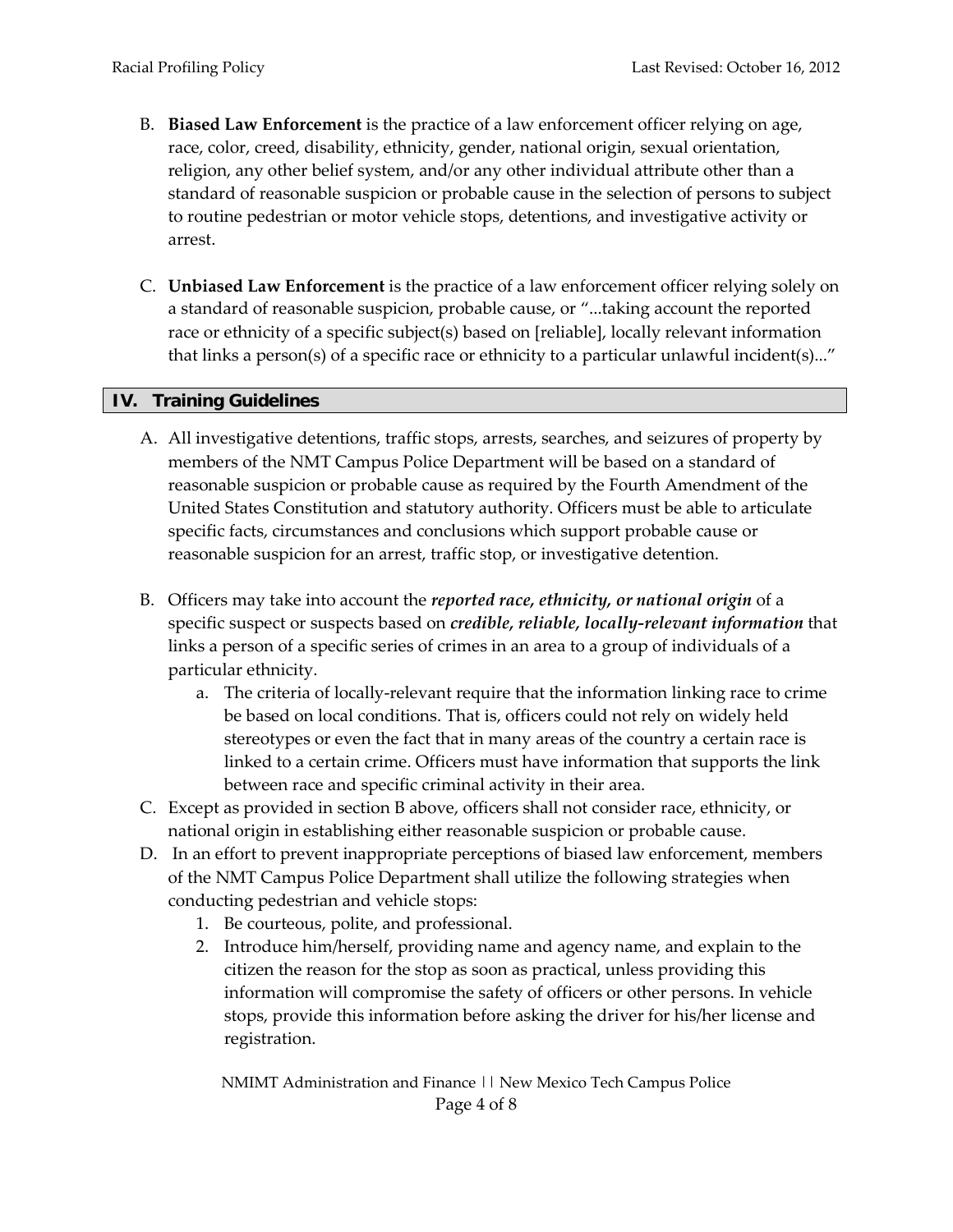B. **Biased Law Enforcement** is the practice of a law enforcement officer relying on age, race, color, creed, disability, ethnicity, gender, national origin, sexual orientation, religion, any other belief system, and/or any other individual attribute other than a standard of reasonable suspicion or probable cause in the selection of persons to subject to routine pedestrian or motor vehicle stops, detentions, and investigative activity or arrest.

C. **Unbiased Law Enforcement** is the practice of a law enforcement officer relying solely on a standard of reasonable suspicion, probable cause, or "...taking account the reported race or ethnicity of a specific subject(s) based on [reliable], locally relevant information that links a person(s) of a specific race or ethnicity to a particular unlawful incident(s)..."

## IV. Training Guidelines

A. All investigative detentions, traffic stops, arrests, searches, and seizures of property by members of the NMT Campus Police Department will be based on a standard of reasonable suspicion or probable cause as required by the Fourth Amendment of the United States Constitution and statutory authority. Officers must be able to articulate specific facts, circumstances and conclusions which support probable cause or reasonable suspicion for an arrest, traffic stop, or investigative detention.

B. Officers may take into account the ***reported race, ethnicity, or national origin*** of a specific suspect or suspects based on ***credible, reliable, locally-relevant information*** that links a person of a specific series of crimes in an area to a group of individuals of a particular ethnicity.
   a. The criteria of locally-relevant require that the information linking race to crime be based on local conditions. That is, officers could not rely on widely held stereotypes or even the fact that in many areas of the country a certain race is linked to a certain crime. Officers must have information that supports the link between race and specific criminal activity in their area.

C. Except as provided in section B above, officers shall not consider race, ethnicity, or national origin in establishing either reasonable suspicion or probable cause.

D. In an effort to prevent inappropriate perceptions of biased law enforcement, members of the NMT Campus Police Department shall utilize the following strategies when conducting pedestrian and vehicle stops:
   1. Be courteous, polite, and professional.
   2. Introduce him/herself, providing name and agency name, and explain to the citizen the reason for the stop as soon as practical, unless providing this information will compromise the safety of officers or other persons. In vehicle stops, provide this information before asking the driver for his/her license and registration.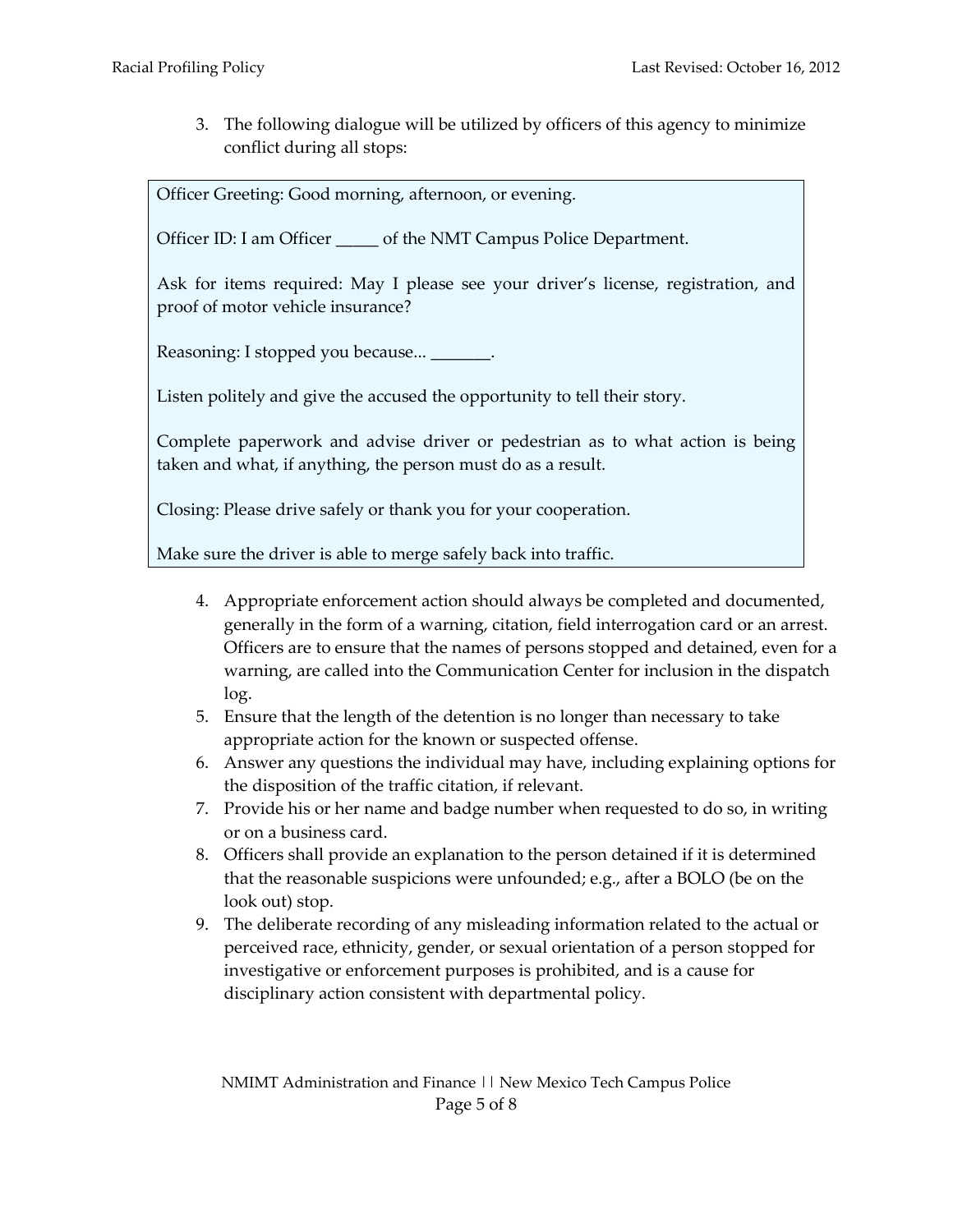3. The following dialogue will be utilized by officers of this agency to minimize conflict during all stops:

> Officer Greeting: Good morning, afternoon, or evening.
>
> Officer ID: I am Officer _____ of the NMT Campus Police Department.
>
> Ask for items required: May I please see your driver's license, registration, and proof of motor vehicle insurance?
>
> Reasoning: I stopped you because... _______.
>
> Listen politely and give the accused the opportunity to tell their story.
>
> Complete paperwork and advise driver or pedestrian as to what action is being taken and what, if anything, the person must do as a result.
>
> Closing: Please drive safely or thank you for your cooperation.
>
> Make sure the driver is able to merge safely back into traffic.

4. Appropriate enforcement action should always be completed and documented, generally in the form of a warning, citation, field interrogation card or an arrest. Officers are to ensure that the names of persons stopped and detained, even for a warning, are called into the Communication Center for inclusion in the dispatch log.
5. Ensure that the length of the detention is no longer than necessary to take appropriate action for the known or suspected offense.
6. Answer any questions the individual may have, including explaining options for the disposition of the traffic citation, if relevant.
7. Provide his or her name and badge number when requested to do so, in writing or on a business card.
8. Officers shall provide an explanation to the person detained if it is determined that the reasonable suspicions were unfounded; e.g., after a BOLO (be on the look out) stop.
9. The deliberate recording of any misleading information related to the actual or perceived race, ethnicity, gender, or sexual orientation of a person stopped for investigative or enforcement purposes is prohibited, and is a cause for disciplinary action consistent with departmental policy.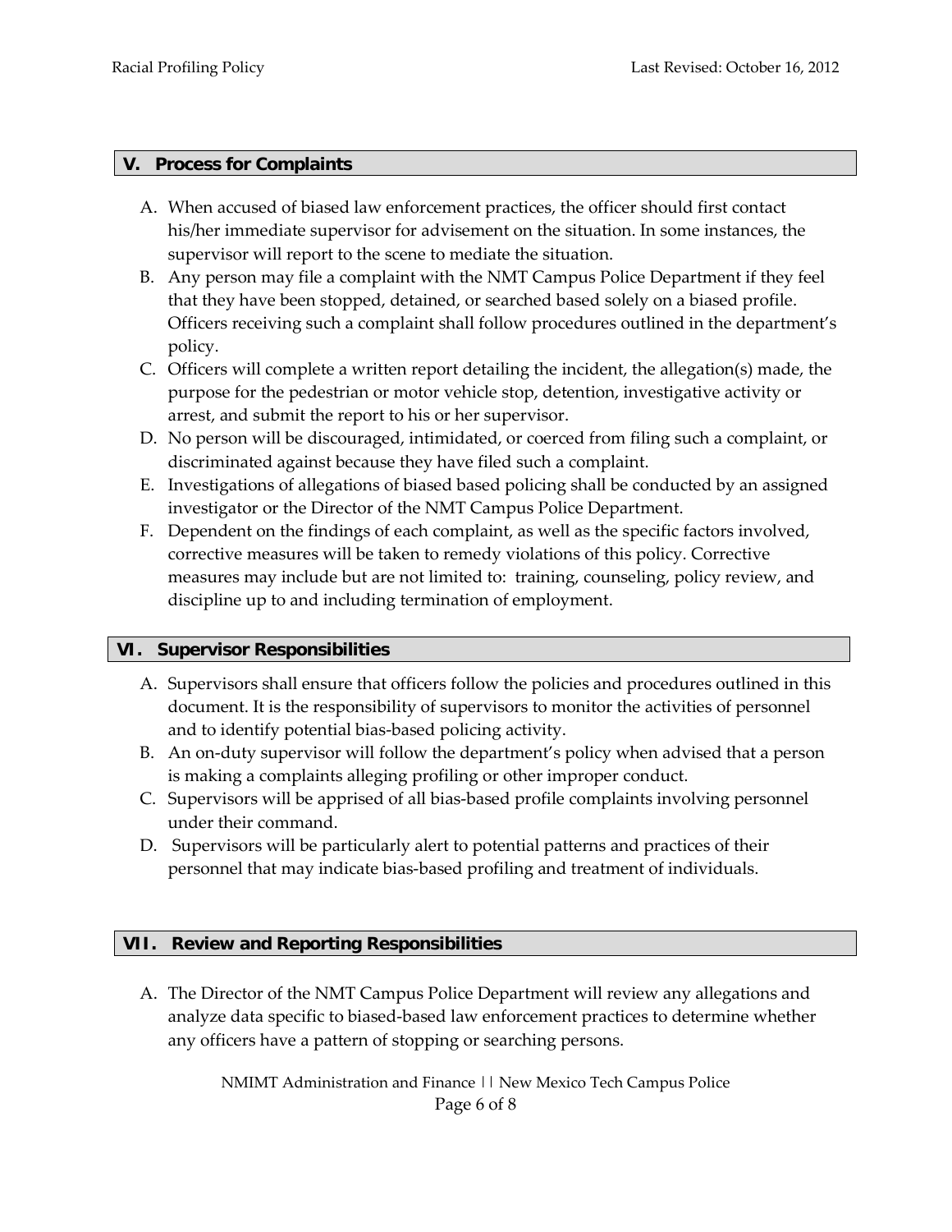## V. Process for Complaints

A. When accused of biased law enforcement practices, the officer should first contact his/her immediate supervisor for advisement on the situation. In some instances, the supervisor will report to the scene to mediate the situation.
B. Any person may file a complaint with the NMT Campus Police Department if they feel that they have been stopped, detained, or searched based solely on a biased profile. Officers receiving such a complaint shall follow procedures outlined in the department's policy.
C. Officers will complete a written report detailing the incident, the allegation(s) made, the purpose for the pedestrian or motor vehicle stop, detention, investigative activity or arrest, and submit the report to his or her supervisor.
D. No person will be discouraged, intimidated, or coerced from filing such a complaint, or discriminated against because they have filed such a complaint.
E. Investigations of allegations of biased based policing shall be conducted by an assigned investigator or the Director of the NMT Campus Police Department.
F. Dependent on the findings of each complaint, as well as the specific factors involved, corrective measures will be taken to remedy violations of this policy. Corrective measures may include but are not limited to: training, counseling, policy review, and discipline up to and including termination of employment.

## VI. Supervisor Responsibilities

A. Supervisors shall ensure that officers follow the policies and procedures outlined in this document. It is the responsibility of supervisors to monitor the activities of personnel and to identify potential bias-based policing activity.
B. An on-duty supervisor will follow the department's policy when advised that a person is making a complaints alleging profiling or other improper conduct.
C. Supervisors will be apprised of all bias-based profile complaints involving personnel under their command.
D. Supervisors will be particularly alert to potential patterns and practices of their personnel that may indicate bias-based profiling and treatment of individuals.

## VII. Review and Reporting Responsibilities

A. The Director of the NMT Campus Police Department will review any allegations and analyze data specific to biased-based law enforcement practices to determine whether any officers have a pattern of stopping or searching persons.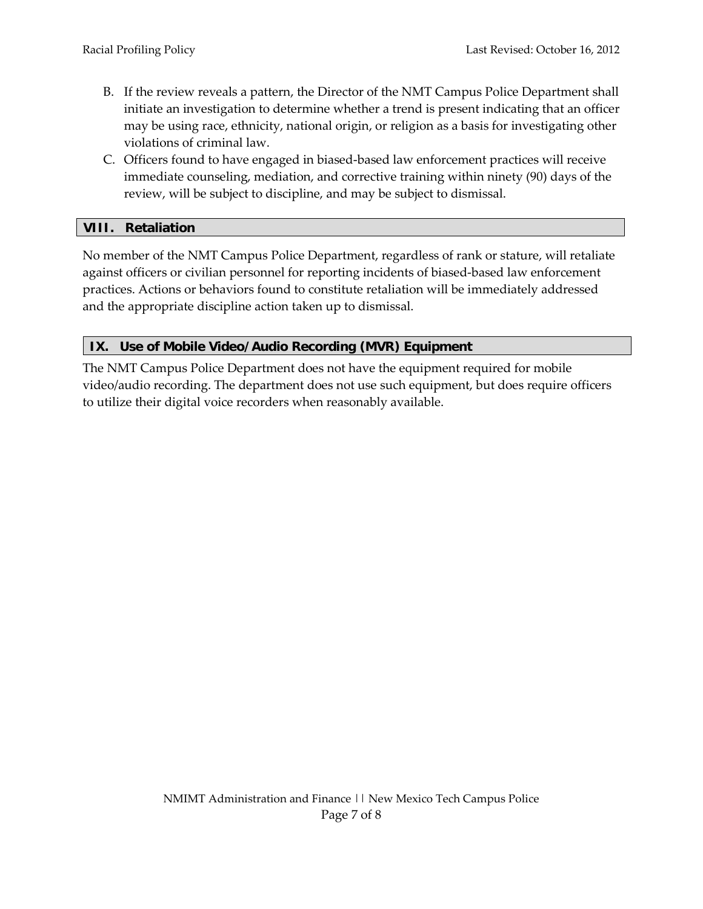B. If the review reveals a pattern, the Director of the NMT Campus Police Department shall initiate an investigation to determine whether a trend is present indicating that an officer may be using race, ethnicity, national origin, or religion as a basis for investigating other violations of criminal law.
C. Officers found to have engaged in biased-based law enforcement practices will receive immediate counseling, mediation, and corrective training within ninety (90) days of the review, will be subject to discipline, and may be subject to dismissal.

## VIII. Retaliation

No member of the NMT Campus Police Department, regardless of rank or stature, will retaliate against officers or civilian personnel for reporting incidents of biased-based law enforcement practices. Actions or behaviors found to constitute retaliation will be immediately addressed and the appropriate discipline action taken up to dismissal.

## IX. Use of Mobile Video/Audio Recording (MVR) Equipment

The NMT Campus Police Department does not have the equipment required for mobile video/audio recording. The department does not use such equipment, but does require officers to utilize their digital voice recorders when reasonably available.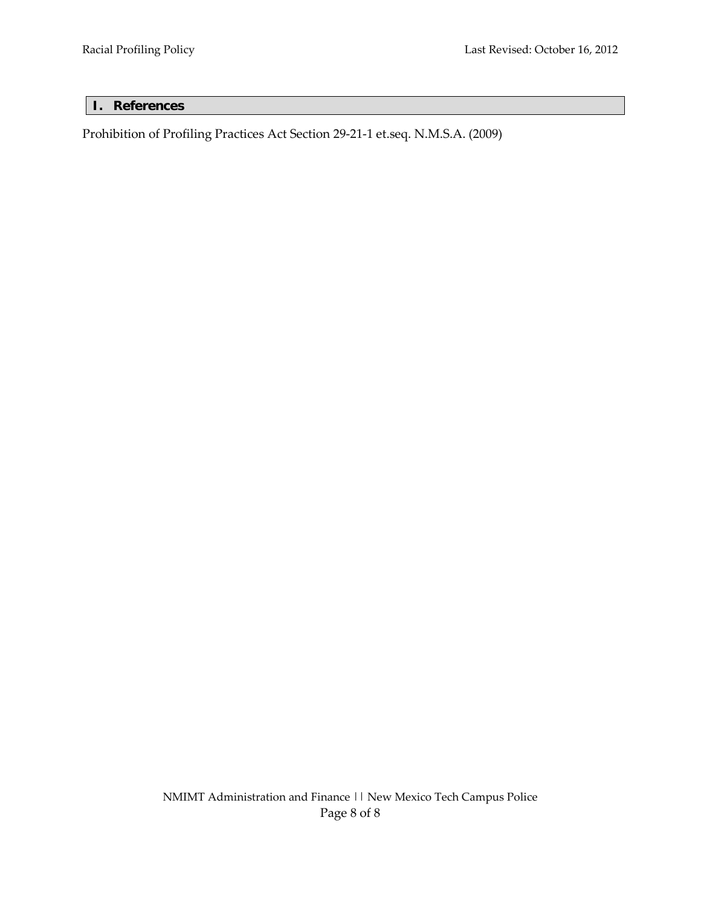## I. References

Prohibition of Profiling Practices Act Section 29-21-1 et.seq. N.M.S.A. (2009)